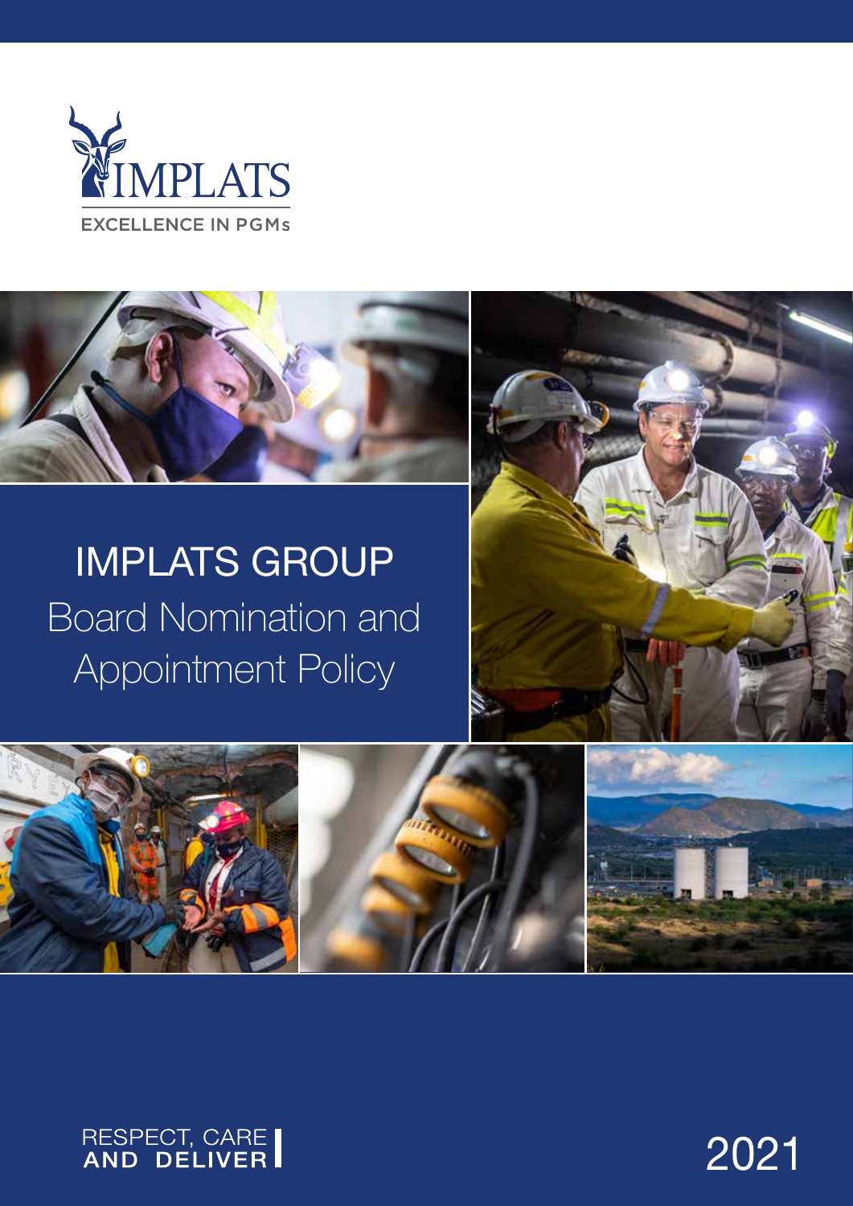IMPLATS

EXCELLENCE IN PGMs

# IMPLATS GROUP

## Board Nomination and Appointment Policy

RESPECT, CARE AND DELIVER

2021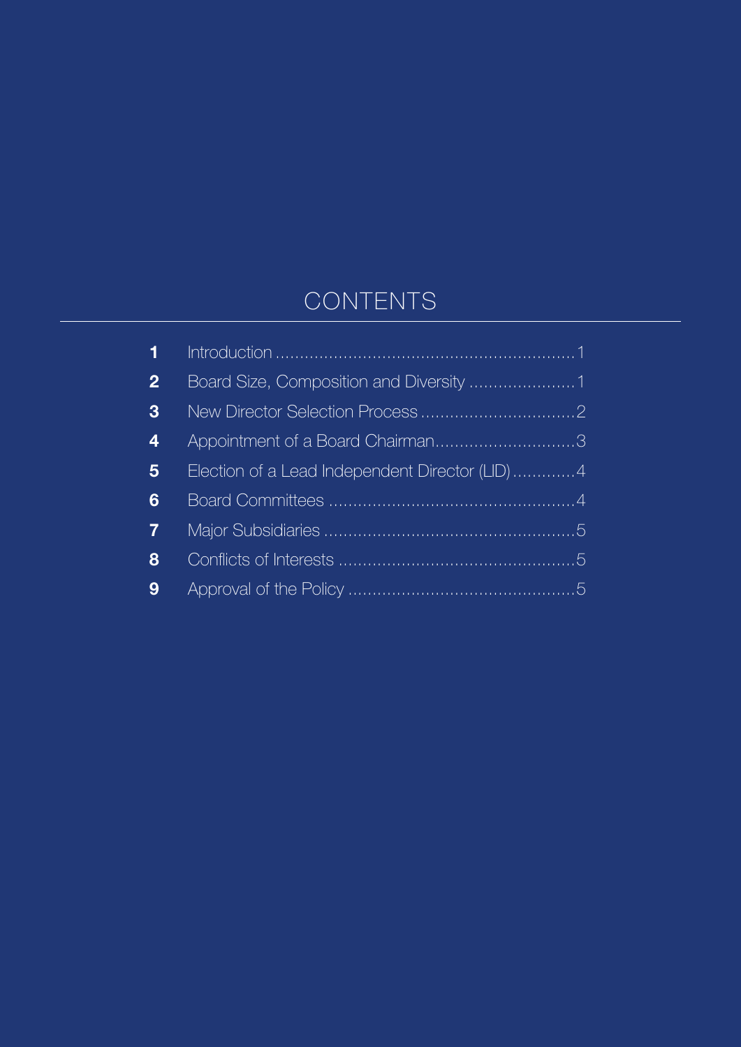# CONTENTS

| | | |
|---|---|---|
| **1** | Introduction | 1 |
| **2** | Board Size, Composition and Diversity | 1 |
| **3** | New Director Selection Process | 2 |
| **4** | Appointment of a Board Chairman | 3 |
| **5** | Election of a Lead Independent Director (LID) | 4 |
| **6** | Board Committees | 4 |
| **7** | Major Subsidiaries | 5 |
| **8** | Conflicts of Interests | 5 |
| **9** | Approval of the Policy | 5 |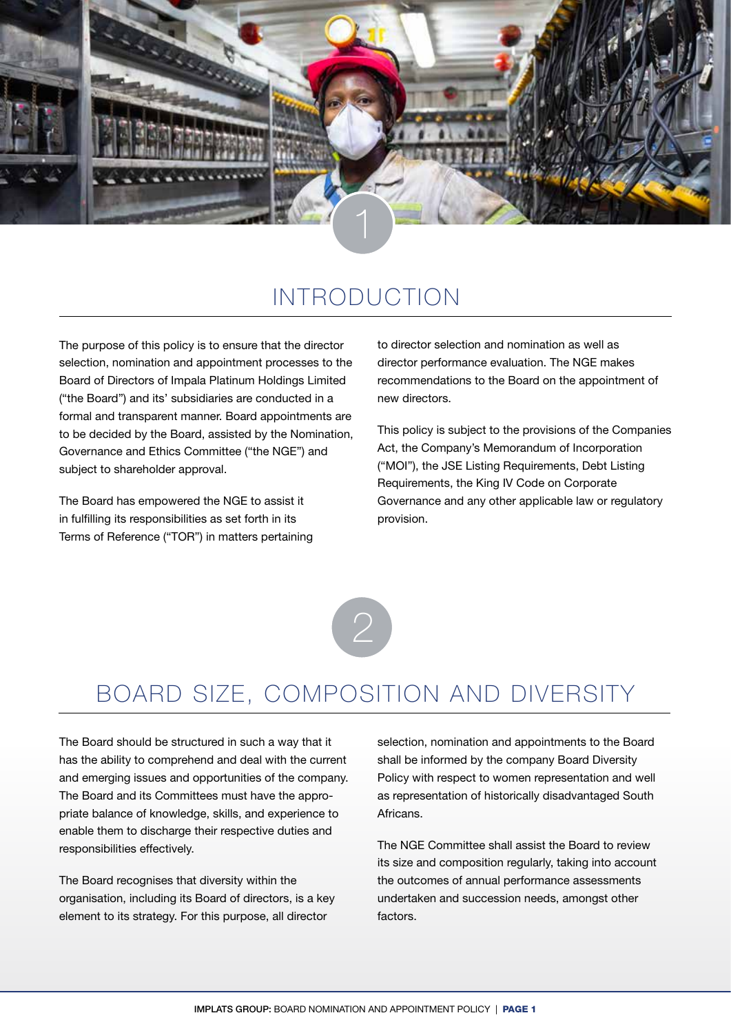# 1 INTRODUCTION

The purpose of this policy is to ensure that the director selection, nomination and appointment processes to the Board of Directors of Impala Platinum Holdings Limited ("the Board") and its' subsidiaries are conducted in a formal and transparent manner. Board appointments are to be decided by the Board, assisted by the Nomination, Governance and Ethics Committee ("the NGE") and subject to shareholder approval.

The Board has empowered the NGE to assist it in fulfilling its responsibilities as set forth in its Terms of Reference ("TOR") in matters pertaining to director selection and nomination as well as director performance evaluation. The NGE makes recommendations to the Board on the appointment of new directors.

This policy is subject to the provisions of the Companies Act, the Company's Memorandum of Incorporation ("MOI"), the JSE Listing Requirements, Debt Listing Requirements, the King IV Code on Corporate Governance and any other applicable law or regulatory provision.

# 2 BOARD SIZE, COMPOSITION AND DIVERSITY

The Board should be structured in such a way that it has the ability to comprehend and deal with the current and emerging issues and opportunities of the company. The Board and its Committees must have the appropriate balance of knowledge, skills, and experience to enable them to discharge their respective duties and responsibilities effectively.

The Board recognises that diversity within the organisation, including its Board of directors, is a key element to its strategy. For this purpose, all director selection, nomination and appointments to the Board shall be informed by the company Board Diversity Policy with respect to women representation and well as representation of historically disadvantaged South Africans.

The NGE Committee shall assist the Board to review its size and composition regularly, taking into account the outcomes of annual performance assessments undertaken and succession needs, amongst other factors.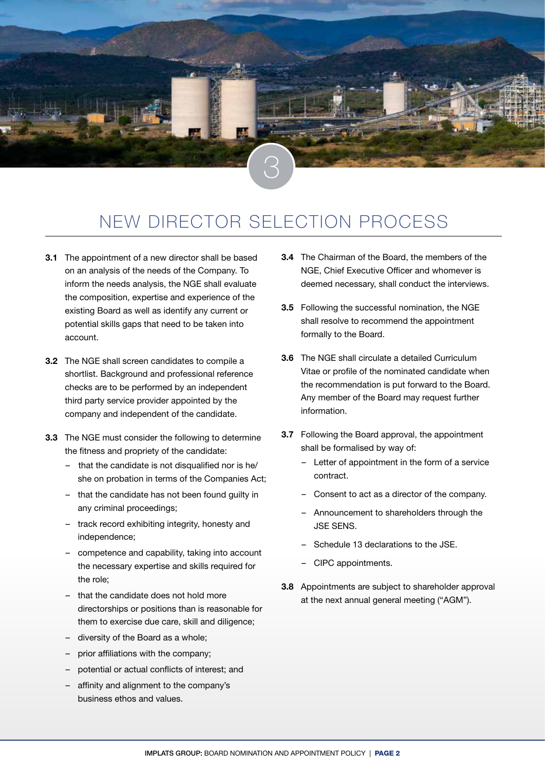# 3 NEW DIRECTOR SELECTION PROCESS

**3.1** The appointment of a new director shall be based on an analysis of the needs of the Company. To inform the needs analysis, the NGE shall evaluate the composition, expertise and experience of the existing Board as well as identify any current or potential skills gaps that need to be taken into account.

**3.2** The NGE shall screen candidates to compile a shortlist. Background and professional reference checks are to be performed by an independent third party service provider appointed by the company and independent of the candidate.

**3.3** The NGE must consider the following to determine the fitness and propriety of the candidate:

- that the candidate is not disqualified nor is he/she on probation in terms of the Companies Act;
- that the candidate has not been found guilty in any criminal proceedings;
- track record exhibiting integrity, honesty and independence;
- competence and capability, taking into account the necessary expertise and skills required for the role;
- that the candidate does not hold more directorships or positions than is reasonable for them to exercise due care, skill and diligence;
- diversity of the Board as a whole;
- prior affiliations with the company;
- potential or actual conflicts of interest; and
- affinity and alignment to the company's business ethos and values.

**3.4** The Chairman of the Board, the members of the NGE, Chief Executive Officer and whomever is deemed necessary, shall conduct the interviews.

**3.5** Following the successful nomination, the NGE shall resolve to recommend the appointment formally to the Board.

**3.6** The NGE shall circulate a detailed Curriculum Vitae or profile of the nominated candidate when the recommendation is put forward to the Board. Any member of the Board may request further information.

**3.7** Following the Board approval, the appointment shall be formalised by way of:

- Letter of appointment in the form of a service contract.
- Consent to act as a director of the company.
- Announcement to shareholders through the JSE SENS.
- Schedule 13 declarations to the JSE.
- CIPC appointments.

**3.8** Appointments are subject to shareholder approval at the next annual general meeting ("AGM").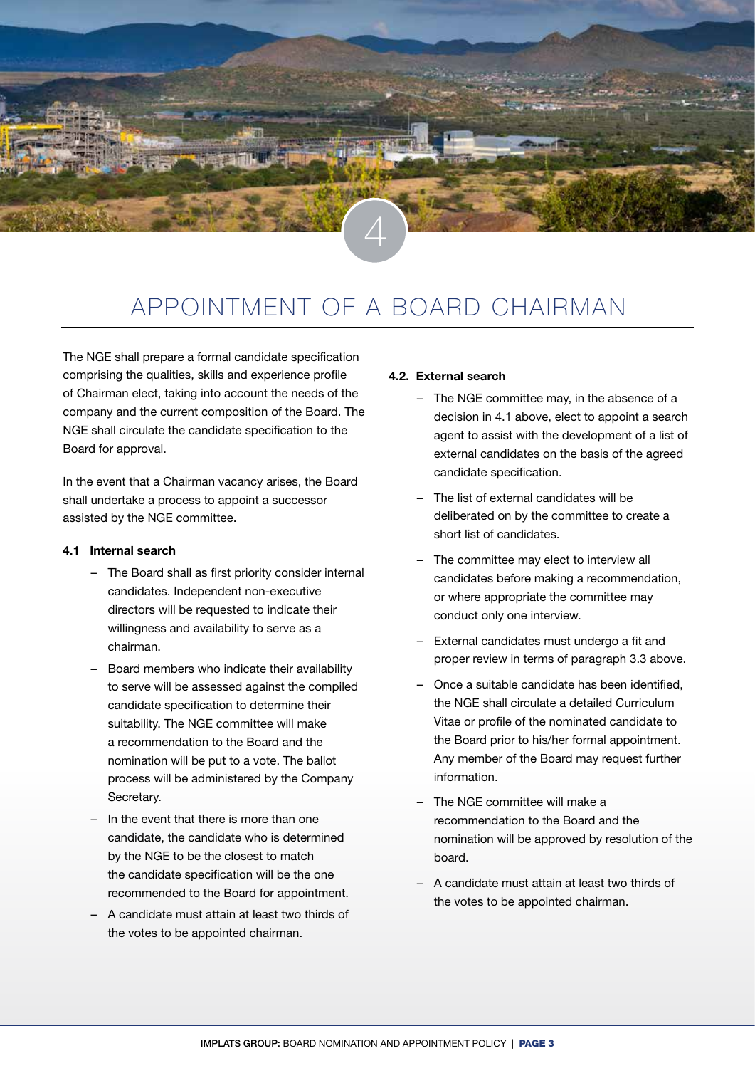# 4 APPOINTMENT OF A BOARD CHAIRMAN

The NGE shall prepare a formal candidate specification comprising the qualities, skills and experience profile of Chairman elect, taking into account the needs of the company and the current composition of the Board. The NGE shall circulate the candidate specification to the Board for approval.

In the event that a Chairman vacancy arises, the Board shall undertake a process to appoint a successor assisted by the NGE committee.

**4.1 Internal search**

- The Board shall as first priority consider internal candidates. Independent non-executive directors will be requested to indicate their willingness and availability to serve as a chairman.
- Board members who indicate their availability to serve will be assessed against the compiled candidate specification to determine their suitability. The NGE committee will make a recommendation to the Board and the nomination will be put to a vote. The ballot process will be administered by the Company Secretary.
- In the event that there is more than one candidate, the candidate who is determined by the NGE to be the closest to match the candidate specification will be the one recommended to the Board for appointment.
- A candidate must attain at least two thirds of the votes to be appointed chairman.

**4.2. External search**

- The NGE committee may, in the absence of a decision in 4.1 above, elect to appoint a search agent to assist with the development of a list of external candidates on the basis of the agreed candidate specification.
- The list of external candidates will be deliberated on by the committee to create a short list of candidates.
- The committee may elect to interview all candidates before making a recommendation, or where appropriate the committee may conduct only one interview.
- External candidates must undergo a fit and proper review in terms of paragraph 3.3 above.
- Once a suitable candidate has been identified, the NGE shall circulate a detailed Curriculum Vitae or profile of the nominated candidate to the Board prior to his/her formal appointment. Any member of the Board may request further information.
- The NGE committee will make a recommendation to the Board and the nomination will be approved by resolution of the board.
- A candidate must attain at least two thirds of the votes to be appointed chairman.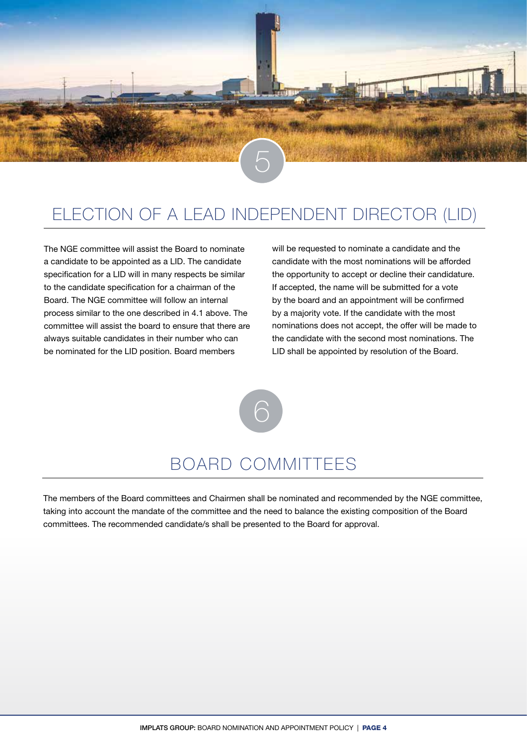# 5 ELECTION OF A LEAD INDEPENDENT DIRECTOR (LID)

The NGE committee will assist the Board to nominate a candidate to be appointed as a LID. The candidate specification for a LID will in many respects be similar to the candidate specification for a chairman of the Board. The NGE committee will follow an internal process similar to the one described in 4.1 above. The committee will assist the board to ensure that there are always suitable candidates in their number who can be nominated for the LID position. Board members will be requested to nominate a candidate and the candidate with the most nominations will be afforded the opportunity to accept or decline their candidature. If accepted, the name will be submitted for a vote by the board and an appointment will be confirmed by a majority vote. If the candidate with the most nominations does not accept, the offer will be made to the candidate with the second most nominations. The LID shall be appointed by resolution of the Board.

# 6 BOARD COMMITTEES

The members of the Board committees and Chairmen shall be nominated and recommended by the NGE committee, taking into account the mandate of the committee and the need to balance the existing composition of the Board committees. The recommended candidate/s shall be presented to the Board for approval.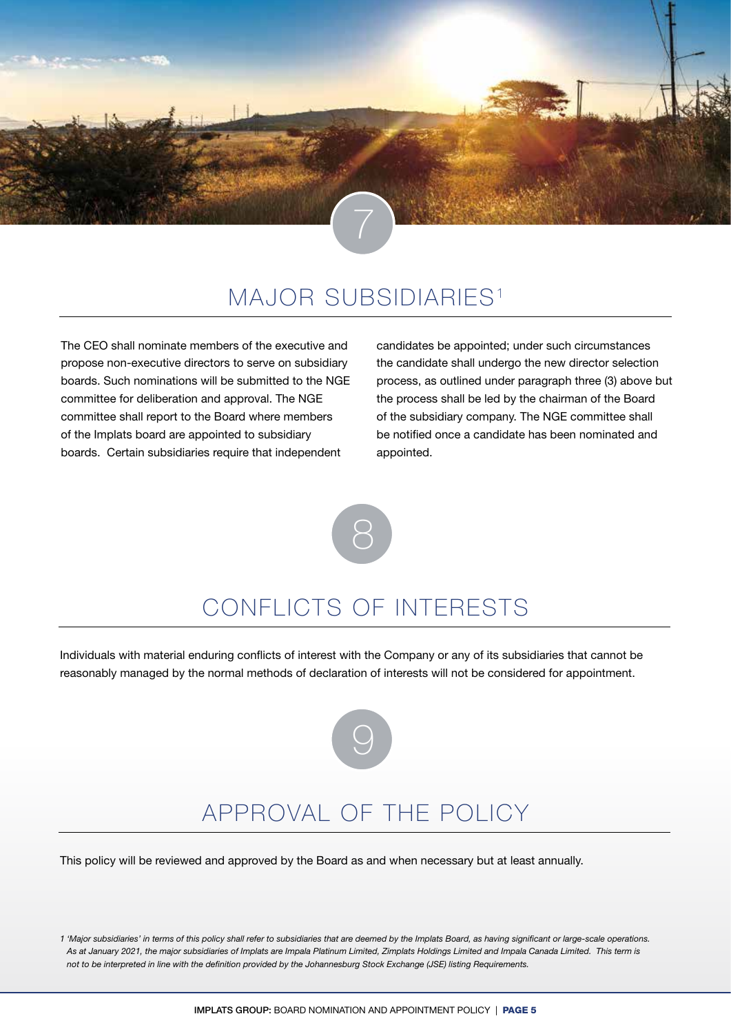## 7

## MAJOR SUBSIDIARIES[1]

The CEO shall nominate members of the executive and propose non-executive directors to serve on subsidiary boards. Such nominations will be submitted to the NGE committee for deliberation and approval. The NGE committee shall report to the Board where members of the Implats board are appointed to subsidiary boards. Certain subsidiaries require that independent candidates be appointed; under such circumstances the candidate shall undergo the new director selection process, as outlined under paragraph three (3) above but the process shall be led by the chairman of the Board of the subsidiary company. The NGE committee shall be notified once a candidate has been nominated and appointed.

## 8

## CONFLICTS OF INTERESTS

Individuals with material enduring conflicts of interest with the Company or any of its subsidiaries that cannot be reasonably managed by the normal methods of declaration of interests will not be considered for appointment.

## 9

## APPROVAL OF THE POLICY

This policy will be reviewed and approved by the Board as and when necessary but at least annually.

*1 'Major subsidiaries' in terms of this policy shall refer to subsidiaries that are deemed by the Implats Board, as having significant or large-scale operations. As at January 2021, the major subsidiaries of Implats are Impala Platinum Limited, Zimplats Holdings Limited and Impala Canada Limited. This term is not to be interpreted in line with the definition provided by the Johannesburg Stock Exchange (JSE) listing Requirements.*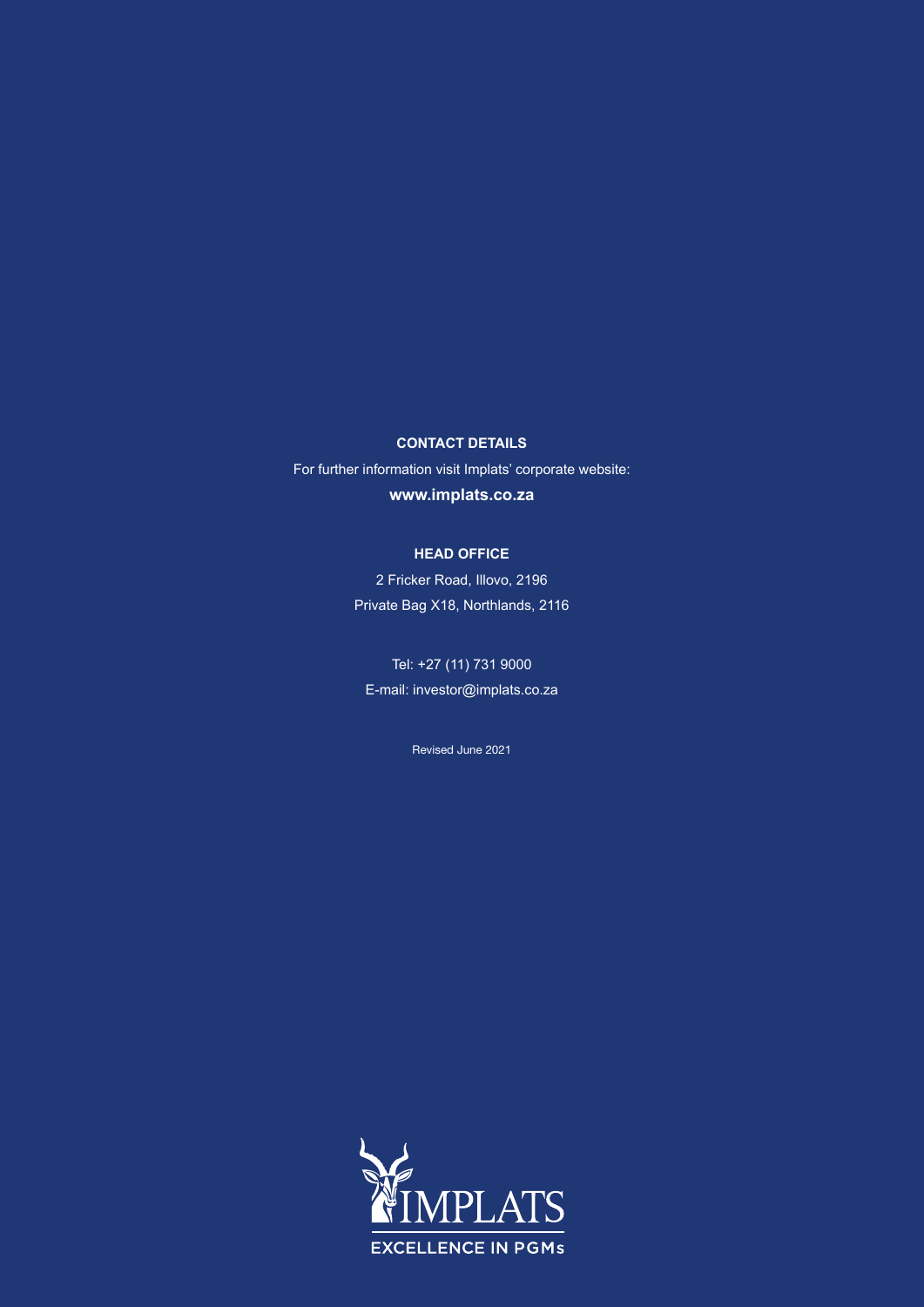**CONTACT DETAILS**

For further information visit Implats' corporate website:

**www.implats.co.za**

**HEAD OFFICE**

2 Fricker Road, Illovo, 2196

Private Bag X18, Northlands, 2116

Tel: +27 (11) 731 9000

E-mail: investor@implats.co.za

Revised June 2021

IMPLATS

EXCELLENCE IN PGMs